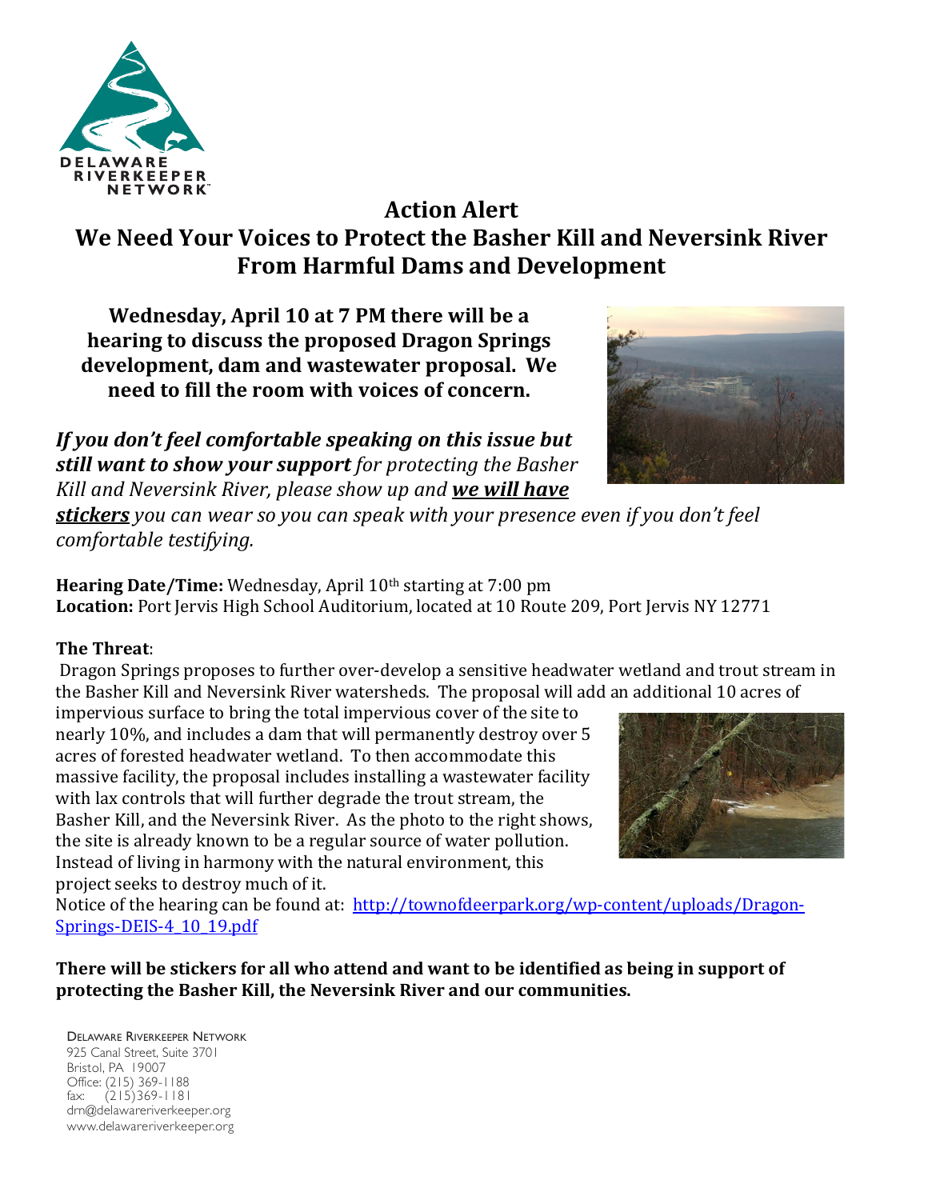# Action Alert

# We Need Your Voices to Protect the Basher Kill and Neversink River From Harmful Dams and Development

**Wednesday, April 10 at 7 PM there will be a hearing to discuss the proposed Dragon Springs development, dam and wastewater proposal. We need to fill the room with voices of concern.**

***If you don't feel comfortable speaking on this issue but still want to show your support*** *for protecting the Basher Kill and Neversink River, please show up and* ***we will have stickers*** *you can wear so you can speak with your presence even if you don't feel comfortable testifying.*

**Hearing Date/Time:** Wednesday, April 10th starting at 7:00 pm
**Location:** Port Jervis High School Auditorium, located at 10 Route 209, Port Jervis NY 12771

**The Threat**:

Dragon Springs proposes to further over-develop a sensitive headwater wetland and trout stream in the Basher Kill and Neversink River watersheds. The proposal will add an additional 10 acres of impervious surface to bring the total impervious cover of the site to nearly 10%, and includes a dam that will permanently destroy over 5 acres of forested headwater wetland. To then accommodate this massive facility, the proposal includes installing a wastewater facility with lax controls that will further degrade the trout stream, the Basher Kill, and the Neversink River. As the photo to the right shows, the site is already known to be a regular source of water pollution. Instead of living in harmony with the natural environment, this project seeks to destroy much of it.

Notice of the hearing can be found at: http://townofdeerpark.org/wp-content/uploads/Dragon-Springs-DEIS-4_10_19.pdf

**There will be stickers for all who attend and want to be identified as being in support of protecting the Basher Kill, the Neversink River and our communities.**

Delaware Riverkeeper Network
925 Canal Street, Suite 3701
Bristol, PA 19007
Office: (215) 369-1188
fax: (215)369-1181
drn@delawareriverkeeper.org
www.delawareriverkeeper.org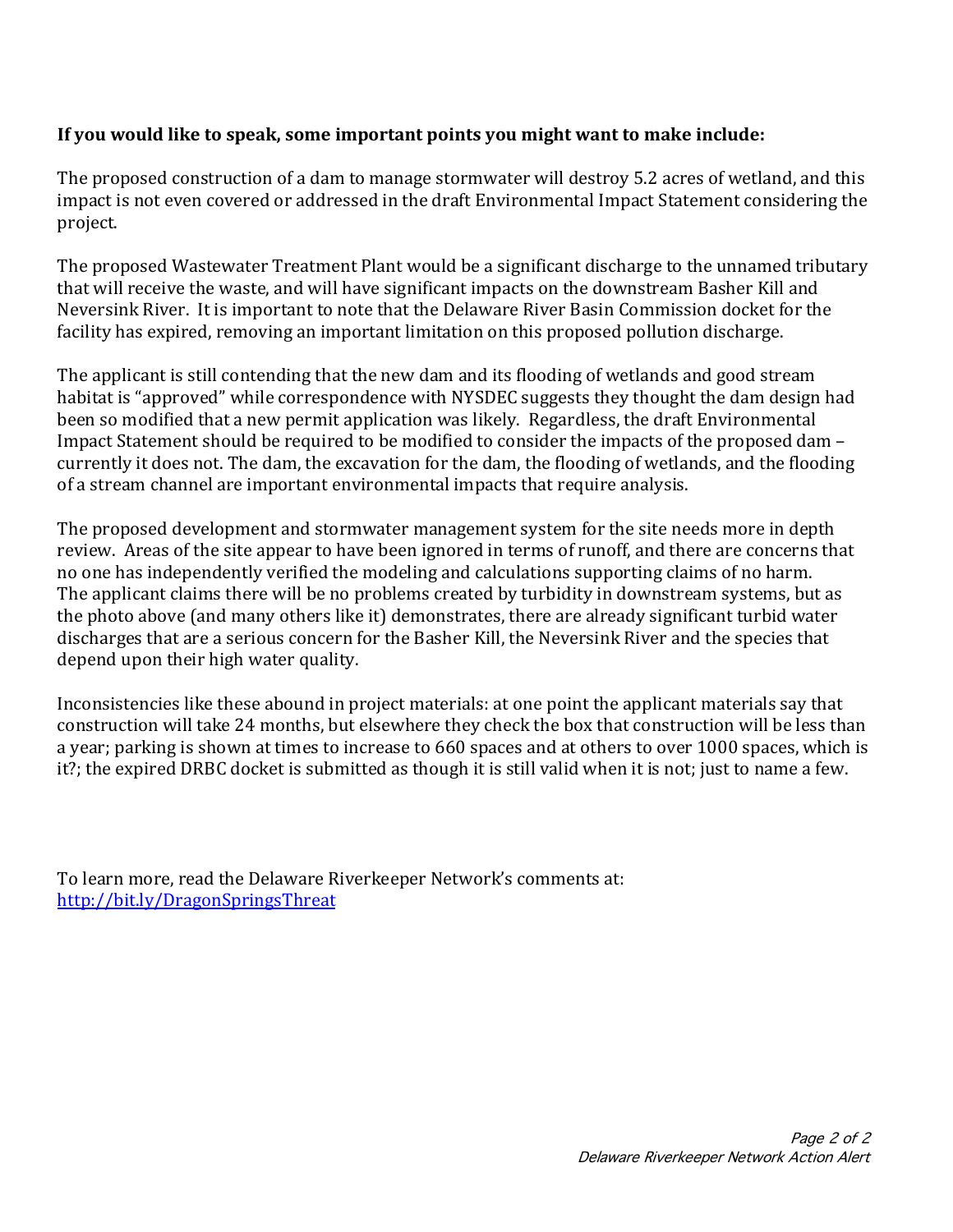**If you would like to speak, some important points you might want to make include:**

The proposed construction of a dam to manage stormwater will destroy 5.2 acres of wetland, and this impact is not even covered or addressed in the draft Environmental Impact Statement considering the project.

The proposed Wastewater Treatment Plant would be a significant discharge to the unnamed tributary that will receive the waste, and will have significant impacts on the downstream Basher Kill and Neversink River. It is important to note that the Delaware River Basin Commission docket for the facility has expired, removing an important limitation on this proposed pollution discharge.

The applicant is still contending that the new dam and its flooding of wetlands and good stream habitat is "approved" while correspondence with NYSDEC suggests they thought the dam design had been so modified that a new permit application was likely. Regardless, the draft Environmental Impact Statement should be required to be modified to consider the impacts of the proposed dam – currently it does not. The dam, the excavation for the dam, the flooding of wetlands, and the flooding of a stream channel are important environmental impacts that require analysis.

The proposed development and stormwater management system for the site needs more in depth review. Areas of the site appear to have been ignored in terms of runoff, and there are concerns that no one has independently verified the modeling and calculations supporting claims of no harm. The applicant claims there will be no problems created by turbidity in downstream systems, but as the photo above (and many others like it) demonstrates, there are already significant turbid water discharges that are a serious concern for the Basher Kill, the Neversink River and the species that depend upon their high water quality.

Inconsistencies like these abound in project materials: at one point the applicant materials say that construction will take 24 months, but elsewhere they check the box that construction will be less than a year; parking is shown at times to increase to 660 spaces and at others to over 1000 spaces, which is it?; the expired DRBC docket is submitted as though it is still valid when it is not; just to name a few.

To learn more, read the Delaware Riverkeeper Network's comments at:
[http://bit.ly/DragonSpringsThreat](http://bit.ly/DragonSpringsThreat)